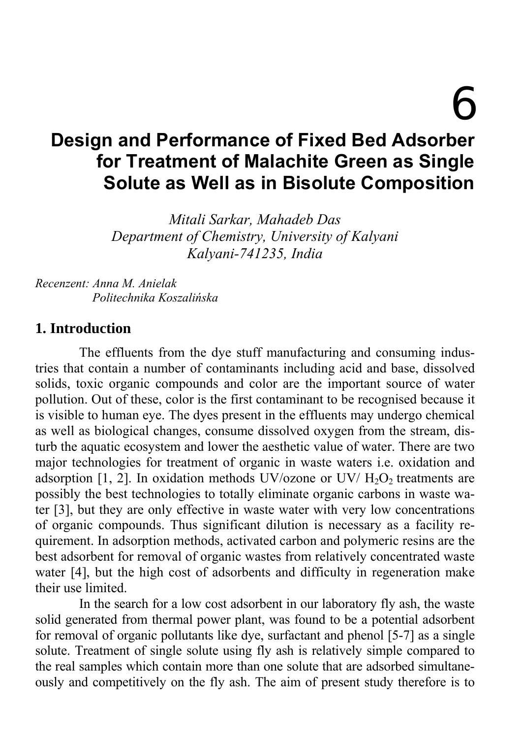# 6

# Design and Performance of Fixed Bed Adsorber for Treatment of Malachite Green as Single Solute as Well as in Bisolute Composition

*Mitali Sarkar, Mahadeb Das*
*Department of Chemistry, University of Kalyani*
*Kalyani-741235, India*

*Recenzent: Anna M. Anielak*
*Politechnika Koszalińska*

## 1. Introduction

The effluents from the dye stuff manufacturing and consuming industries that contain a number of contaminants including acid and base, dissolved solids, toxic organic compounds and color are the important source of water pollution. Out of these, color is the first contaminant to be recognised because it is visible to human eye. The dyes present in the effluents may undergo chemical as well as biological changes, consume dissolved oxygen from the stream, disturb the aquatic ecosystem and lower the aesthetic value of water. There are two major technologies for treatment of organic in waste waters i.e. oxidation and adsorption [1, 2]. In oxidation methods UV/ozone or UV/ $H_2O_2$ treatments are possibly the best technologies to totally eliminate organic carbons in waste water [3], but they are only effective in waste water with very low concentrations of organic compounds. Thus significant dilution is necessary as a facility requirement. In adsorption methods, activated carbon and polymeric resins are the best adsorbent for removal of organic wastes from relatively concentrated waste water [4], but the high cost of adsorbents and difficulty in regeneration make their use limited.

In the search for a low cost adsorbent in our laboratory fly ash, the waste solid generated from thermal power plant, was found to be a potential adsorbent for removal of organic pollutants like dye, surfactant and phenol [5-7] as a single solute. Treatment of single solute using fly ash is relatively simple compared to the real samples which contain more than one solute that are adsorbed simultaneously and competitively on the fly ash. The aim of present study therefore is to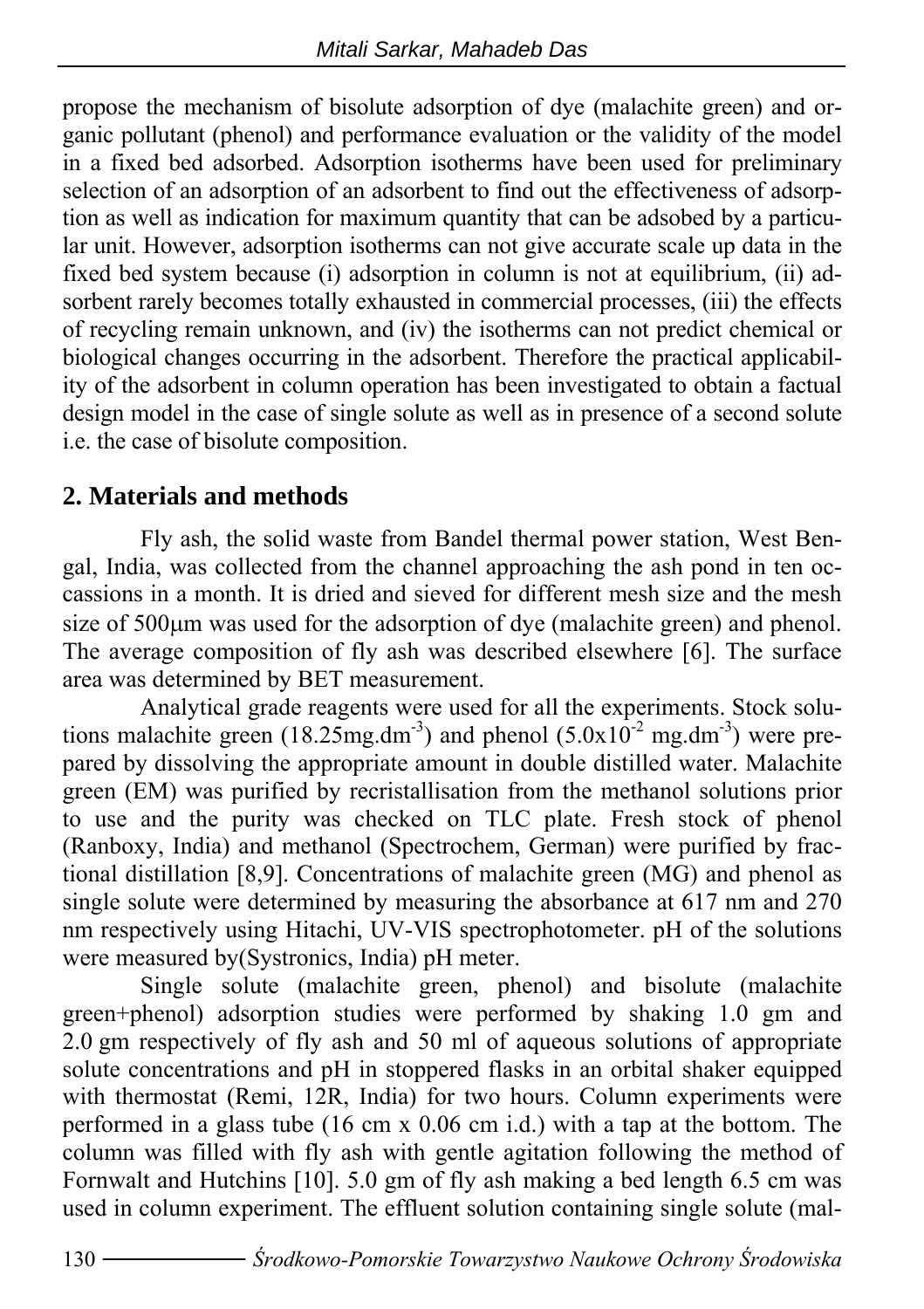propose the mechanism of bisolute adsorption of dye (malachite green) and organic pollutant (phenol) and performance evaluation or the validity of the model in a fixed bed adsorbed. Adsorption isotherms have been used for preliminary selection of an adsorption of an adsorbent to find out the effectiveness of adsorption as well as indication for maximum quantity that can be adsobed by a particular unit. However, adsorption isotherms can not give accurate scale up data in the fixed bed system because (i) adsorption in column is not at equilibrium, (ii) adsorbent rarely becomes totally exhausted in commercial processes, (iii) the effects of recycling remain unknown, and (iv) the isotherms can not predict chemical or biological changes occurring in the adsorbent. Therefore the practical applicability of the adsorbent in column operation has been investigated to obtain a factual design model in the case of single solute as well as in presence of a second solute i.e. the case of bisolute composition.

## 2. Materials and methods

Fly ash, the solid waste from Bandel thermal power station, West Bengal, India, was collected from the channel approaching the ash pond in ten occassions in a month. It is dried and sieved for different mesh size and the mesh size of 500μm was used for the adsorption of dye (malachite green) and phenol. The average composition of fly ash was described elsewhere [6]. The surface area was determined by BET measurement.

Analytical grade reagents were used for all the experiments. Stock solutions malachite green (18.25mg.dm$^{-3}$) and phenol (5.0x10$^{-2}$ mg.dm$^{-3}$) were prepared by dissolving the appropriate amount in double distilled water. Malachite green (EM) was purified by recristallisation from the methanol solutions prior to use and the purity was checked on TLC plate. Fresh stock of phenol (Ranboxy, India) and methanol (Spectrochem, German) were purified by fractional distillation [8,9]. Concentrations of malachite green (MG) and phenol as single solute were determined by measuring the absorbance at 617 nm and 270 nm respectively using Hitachi, UV-VIS spectrophotometer. pH of the solutions were measured by(Systronics, India) pH meter.

Single solute (malachite green, phenol) and bisolute (malachite green+phenol) adsorption studies were performed by shaking 1.0 gm and 2.0 gm respectively of fly ash and 50 ml of aqueous solutions of appropriate solute concentrations and pH in stoppered flasks in an orbital shaker equipped with thermostat (Remi, 12R, India) for two hours. Column experiments were performed in a glass tube (16 cm x 0.06 cm i.d.) with a tap at the bottom. The column was filled with fly ash with gentle agitation following the method of Fornwalt and Hutchins [10]. 5.0 gm of fly ash making a bed length 6.5 cm was used in column experiment. The effluent solution containing single solute (mal-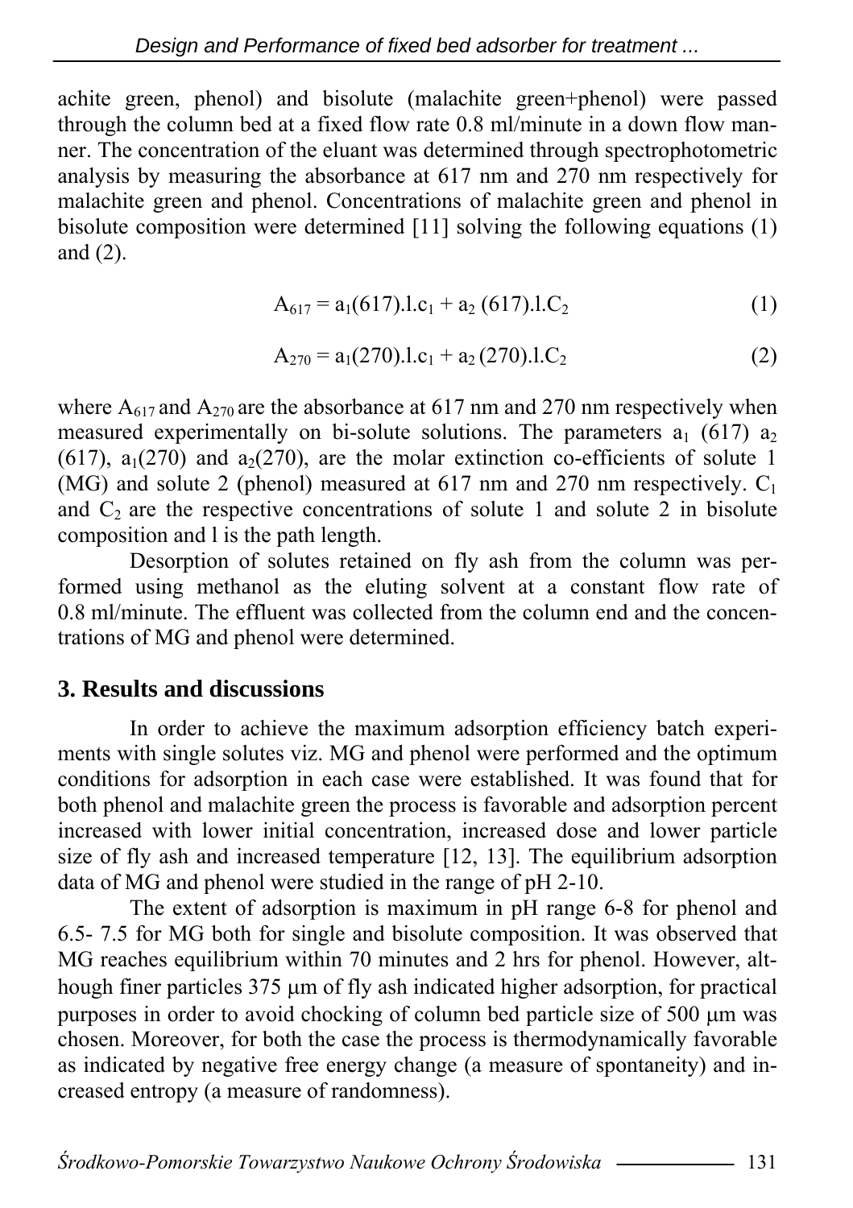achite green, phenol) and bisolute (malachite green+phenol) were passed through the column bed at a fixed flow rate 0.8 ml/minute in a down flow manner. The concentration of the eluant was determined through spectrophotometric analysis by measuring the absorbance at 617 nm and 270 nm respectively for malachite green and phenol. Concentrations of malachite green and phenol in bisolute composition were determined [11] solving the following equations (1) and (2).

$$A_{617} = a_1(617).l.c_1 + a_2\,(617).l.C_2 \tag{1}$$

$$A_{270} = a_1(270).l.c_1 + a_2\,(270).l.C_2 \tag{2}$$

where $A_{617}$ and $A_{270}$ are the absorbance at 617 nm and 270 nm respectively when measured experimentally on bi-solute solutions. The parameters $a_1$ (617) $a_2$ (617), $a_1(270)$ and $a_2(270)$, are the molar extinction co-efficients of solute 1 (MG) and solute 2 (phenol) measured at 617 nm and 270 nm respectively. $C_1$ and $C_2$ are the respective concentrations of solute 1 and solute 2 in bisolute composition and l is the path length.

Desorption of solutes retained on fly ash from the column was performed using methanol as the eluting solvent at a constant flow rate of 0.8 ml/minute. The effluent was collected from the column end and the concentrations of MG and phenol were determined.

## 3. Results and discussions

In order to achieve the maximum adsorption efficiency batch experiments with single solutes viz. MG and phenol were performed and the optimum conditions for adsorption in each case were established. It was found that for both phenol and malachite green the process is favorable and adsorption percent increased with lower initial concentration, increased dose and lower particle size of fly ash and increased temperature [12, 13]. The equilibrium adsorption data of MG and phenol were studied in the range of pH 2-10.

The extent of adsorption is maximum in pH range 6-8 for phenol and 6.5- 7.5 for MG both for single and bisolute composition. It was observed that MG reaches equilibrium within 70 minutes and 2 hrs for phenol. However, although finer particles 375 μm of fly ash indicated higher adsorption, for practical purposes in order to avoid chocking of column bed particle size of 500 μm was chosen. Moreover, for both the case the process is thermodynamically favorable as indicated by negative free energy change (a measure of spontaneity) and increased entropy (a measure of randomness).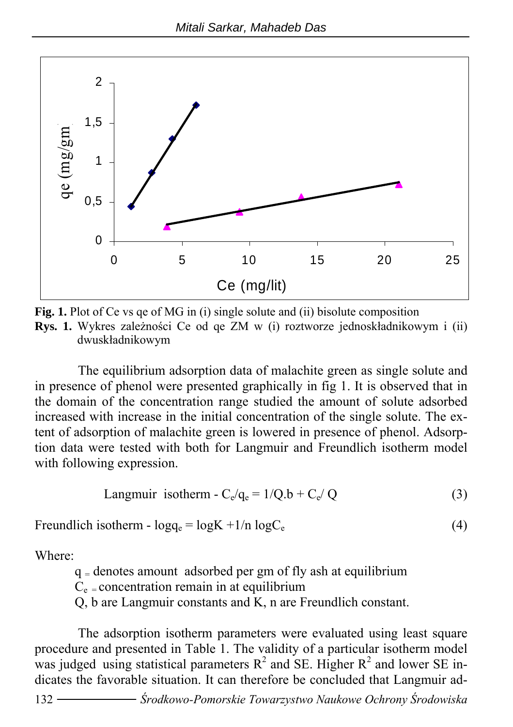**Fig. 1.** Plot of Ce vs qe of MG in (i) single solute and (ii) bisolute composition

**Rys. 1.** Wykres zależności Ce od qe ZM w (i) roztworze jednoskładnikowym i (ii) dwuskładnikowym

The equilibrium adsorption data of malachite green as single solute and in presence of phenol were presented graphically in fig 1. It is observed that in the domain of the concentration range studied the amount of solute adsorbed increased with increase in the initial concentration of the single solute. The extent of adsorption of malachite green is lowered in presence of phenol. Adsorption data were tested with both for Langmuir and Freundlich isotherm model with following expression.

$$\text{Langmuir isotherm - } C_e/q_e = 1/Q.b + C_e/Q \tag{3}$$

$$\text{Freundlich isotherm - } \log q_e = \log K + 1/n \log C_e \tag{4}$$

Where:

$q$ = denotes amount adsorbed per gm of fly ash at equilibrium

$C_e$ = concentration remain in at equilibrium

Q, b are Langmuir constants and K, n are Freundlich constant.

The adsorption isotherm parameters were evaluated using least square procedure and presented in Table 1. The validity of a particular isotherm model was judged using statistical parameters $R^2$ and SE. Higher $R^2$ and lower SE indicates the favorable situation. It can therefore be concluded that Langmuir ad-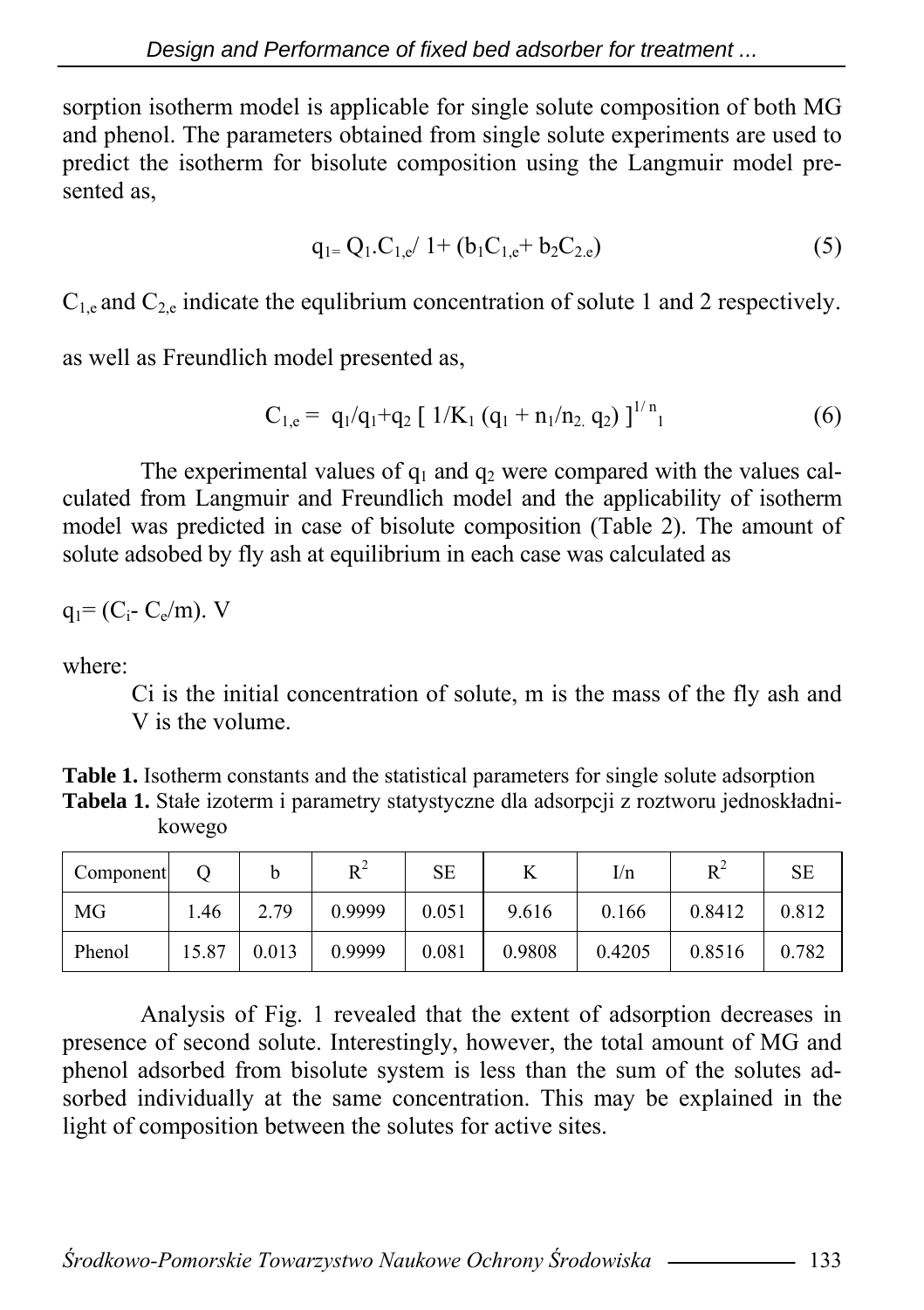sorption isotherm model is applicable for single solute composition of both MG and phenol. The parameters obtained from single solute experiments are used to predict the isotherm for bisolute composition using the Langmuir model presented as,

$$q_{1=} Q_1.C_{1,e}/ 1+ (b_1C_{1,e}+ b_2C_{2.e}) \tag{5}$$

$C_{1,e}$ and $C_{2,e}$ indicate the equlibrium concentration of solute 1 and 2 respectively.

as well as Freundlich model presented as,

$$C_{1,e} = q_1/q_1+q_2 [ 1/K_1 (q_1 + n_1/n_{2.} q_2) ]^{1/n_1} \tag{6}$$

The experimental values of $q_1$ and $q_2$ were compared with the values calculated from Langmuir and Freundlich model and the applicability of isotherm model was predicted in case of bisolute composition (Table 2). The amount of solute adsobed by fly ash at equilibrium in each case was calculated as

$q_1= (C_i- C_e/m). V$

where:

Ci is the initial concentration of solute, m is the mass of the fly ash and V is the volume.

**Table 1.** Isotherm constants and the statistical parameters for single solute adsorption
**Tabela 1.** Stałe izoterm i parametry statystyczne dla adsorpcji z roztworu jednoskładnikowego

| Component | Q | b | $R^2$ | SE | K | I/n | $R^2$ | SE |
|---|---|---|---|---|---|---|---|---|
| MG | 1.46 | 2.79 | 0.9999 | 0.051 | 9.616 | 0.166 | 0.8412 | 0.812 |
| Phenol | 15.87 | 0.013 | 0.9999 | 0.081 | 0.9808 | 0.4205 | 0.8516 | 0.782 |

Analysis of Fig. 1 revealed that the extent of adsorption decreases in presence of second solute. Interestingly, however, the total amount of MG and phenol adsorbed from bisolute system is less than the sum of the solutes adsorbed individually at the same concentration. This may be explained in the light of composition between the solutes for active sites.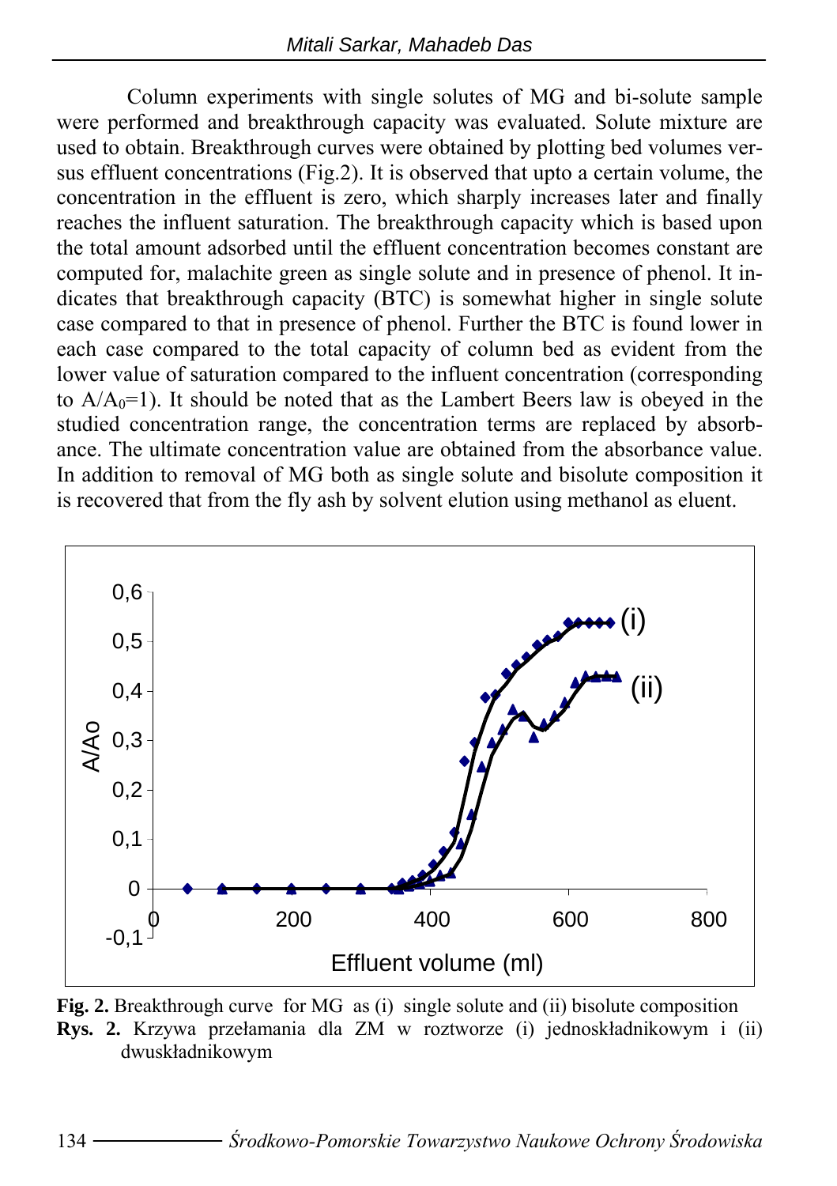Column experiments with single solutes of MG and bi-solute sample were performed and breakthrough capacity was evaluated. Solute mixture are used to obtain. Breakthrough curves were obtained by plotting bed volumes versus effluent concentrations (Fig.2). It is observed that upto a certain volume, the concentration in the effluent is zero, which sharply increases later and finally reaches the influent saturation. The breakthrough capacity which is based upon the total amount adsorbed until the effluent concentration becomes constant are computed for, malachite green as single solute and in presence of phenol. It indicates that breakthrough capacity (BTC) is somewhat higher in single solute case compared to that in presence of phenol. Further the BTC is found lower in each case compared to the total capacity of column bed as evident from the lower value of saturation compared to the influent concentration (corresponding to $A/A_0=1$). It should be noted that as the Lambert Beers law is obeyed in the studied concentration range, the concentration terms are replaced by absorbance. The ultimate concentration value are obtained from the absorbance value. In addition to removal of MG both as single solute and bisolute composition it is recovered that from the fly ash by solvent elution using methanol as eluent.

**Fig. 2.** Breakthrough curve for MG as (i) single solute and (ii) bisolute composition

**Rys. 2.** Krzywa przełamania dla ZM w roztworze (i) jednoskładnikowym i (ii) dwuskładnikowym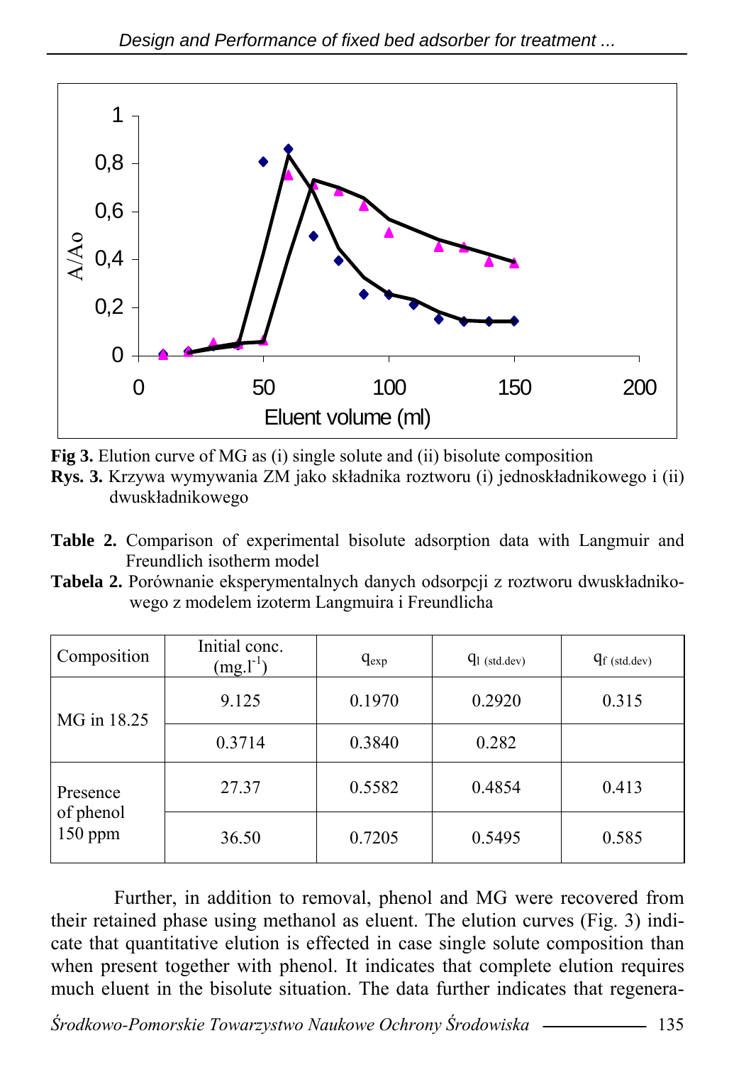**Fig 3.** Elution curve of MG as (i) single solute and (ii) bisolute composition

**Rys. 3.** Krzywa wymywania ZM jako składnika roztworu (i) jednoskładnikowego i (ii) dwuskładnikowego

**Table 2.** Comparison of experimental bisolute adsorption data with Langmuir and Freundlich isotherm model

**Tabela 2.** Porównanie eksperymentalnych danych odsorpcji z roztworu dwuskładnikowego z modelem izoterm Langmuira i Freundlicha

| Composition | Initial conc. ($mg.l^{-1}$) | $q_{exp}$ | $q_{l\ (std.dev)}$ | $q_{f\ (std.dev)}$ |
|---|---|---|---|---|
| MG in 18.25 | 9.125 | 0.1970 | 0.2920 | 0.315 |
| | 0.3714 | 0.3840 | 0.282 | |
| Presence of phenol 150 ppm | 27.37 | 0.5582 | 0.4854 | 0.413 |
| | 36.50 | 0.7205 | 0.5495 | 0.585 |

Further, in addition to removal, phenol and MG were recovered from their retained phase using methanol as eluent. The elution curves (Fig. 3) indicate that quantitative elution is effected in case single solute composition than when present together with phenol. It indicates that complete elution requires much eluent in the bisolute situation. The data further indicates that regenera-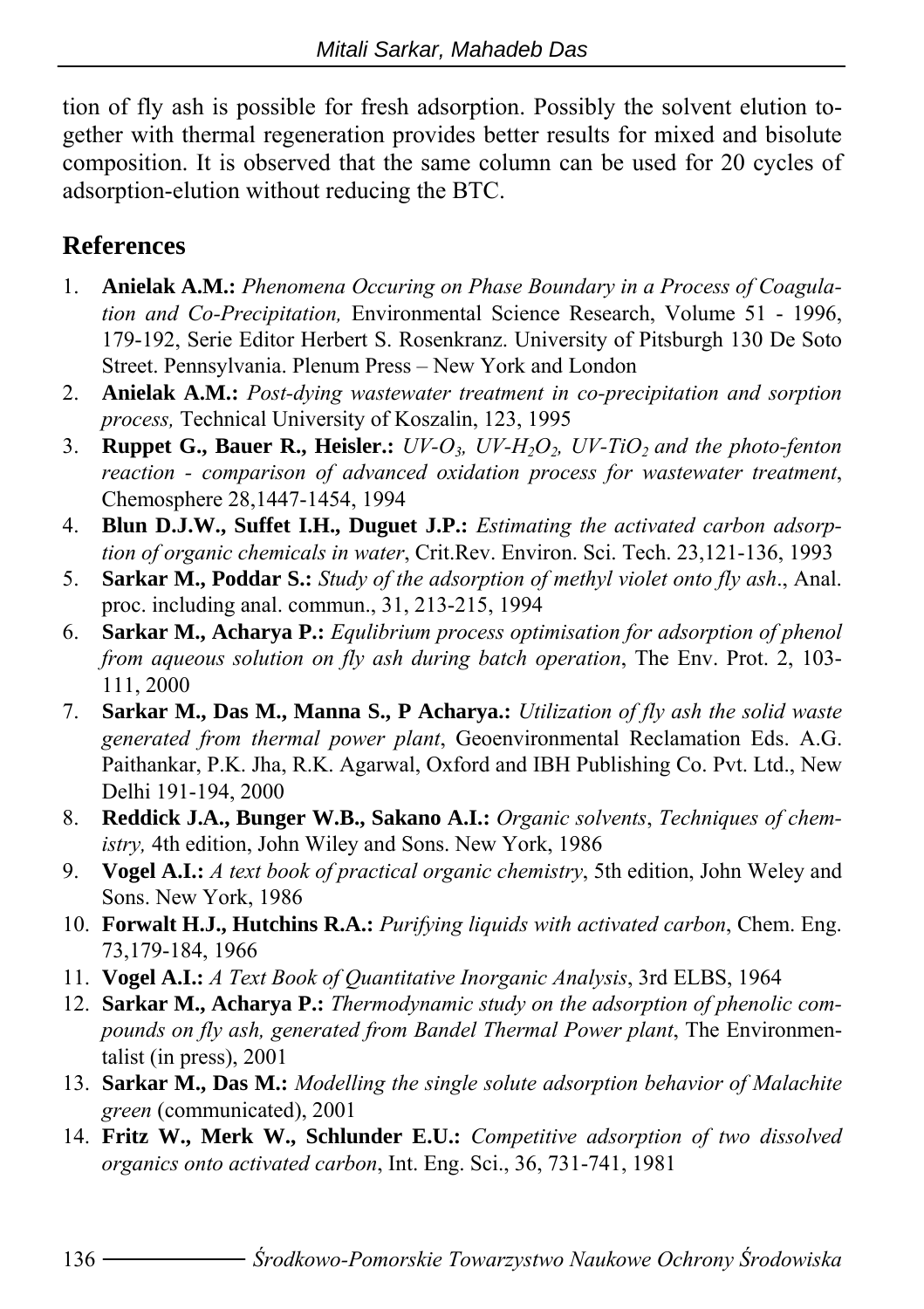tion of fly ash is possible for fresh adsorption. Possibly the solvent elution together with thermal regeneration provides better results for mixed and bisolute composition. It is observed that the same column can be used for 20 cycles of adsorption-elution without reducing the BTC.

## References

1. **Anielak A.M.:** *Phenomena Occuring on Phase Boundary in a Process of Coagulation and Co-Precipitation,* Environmental Science Research, Volume 51 - 1996, 179-192, Serie Editor Herbert S. Rosenkranz. University of Pitsburgh 130 De Soto Street. Pennsylvania. Plenum Press – New York and London
2. **Anielak A.M.:** *Post-dying wastewater treatment in co-precipitation and sorption process,* Technical University of Koszalin, 123, 1995
3. **Ruppet G., Bauer R., Heisler.:** *UV-$O_3$, UV-$H_2O_2$, UV-$TiO_2$ and the photo-fenton reaction - comparison of advanced oxidation process for wastewater treatment*, Chemosphere 28,1447-1454, 1994
4. **Blun D.J.W., Suffet I.H., Duguet J.P.:** *Estimating the activated carbon adsorption of organic chemicals in water*, Crit.Rev. Environ. Sci. Tech. 23,121-136, 1993
5. **Sarkar M., Poddar S.:** *Study of the adsorption of methyl violet onto fly ash*., Anal. proc. including anal. commun., 31, 213-215, 1994
6. **Sarkar M., Acharya P.:** *Equlibrium process optimisation for adsorption of phenol from aqueous solution on fly ash during batch operation*, The Env. Prot. 2, 103-111, 2000
7. **Sarkar M., Das M., Manna S., P Acharya.:** *Utilization of fly ash the solid waste generated from thermal power plant*, Geoenvironmental Reclamation Eds. A.G. Paithankar, P.K. Jha, R.K. Agarwal, Oxford and IBH Publishing Co. Pvt. Ltd., New Delhi 191-194, 2000
8. **Reddick J.A., Bunger W.B., Sakano A.I.:** *Organic solvents*, *Techniques of chemistry,* 4th edition, John Wiley and Sons. New York, 1986
9. **Vogel A.I.:** *A text book of practical organic chemistry*, 5th edition, John Weley and Sons. New York, 1986
10. **Forwalt H.J., Hutchins R.A.:** *Purifying liquids with activated carbon*, Chem. Eng. 73,179-184, 1966
11. **Vogel A.I.:** *A Text Book of Quantitative Inorganic Analysis*, 3rd ELBS, 1964
12. **Sarkar M., Acharya P.:** *Thermodynamic study on the adsorption of phenolic compounds on fly ash, generated from Bandel Thermal Power plant*, The Environmentalist (in press), 2001
13. **Sarkar M., Das M.:** *Modelling the single solute adsorption behavior of Malachite green* (communicated), 2001
14. **Fritz W., Merk W., Schlunder E.U.:** *Competitive adsorption of two dissolved organics onto activated carbon*, Int. Eng. Sci., 36, 731-741, 1981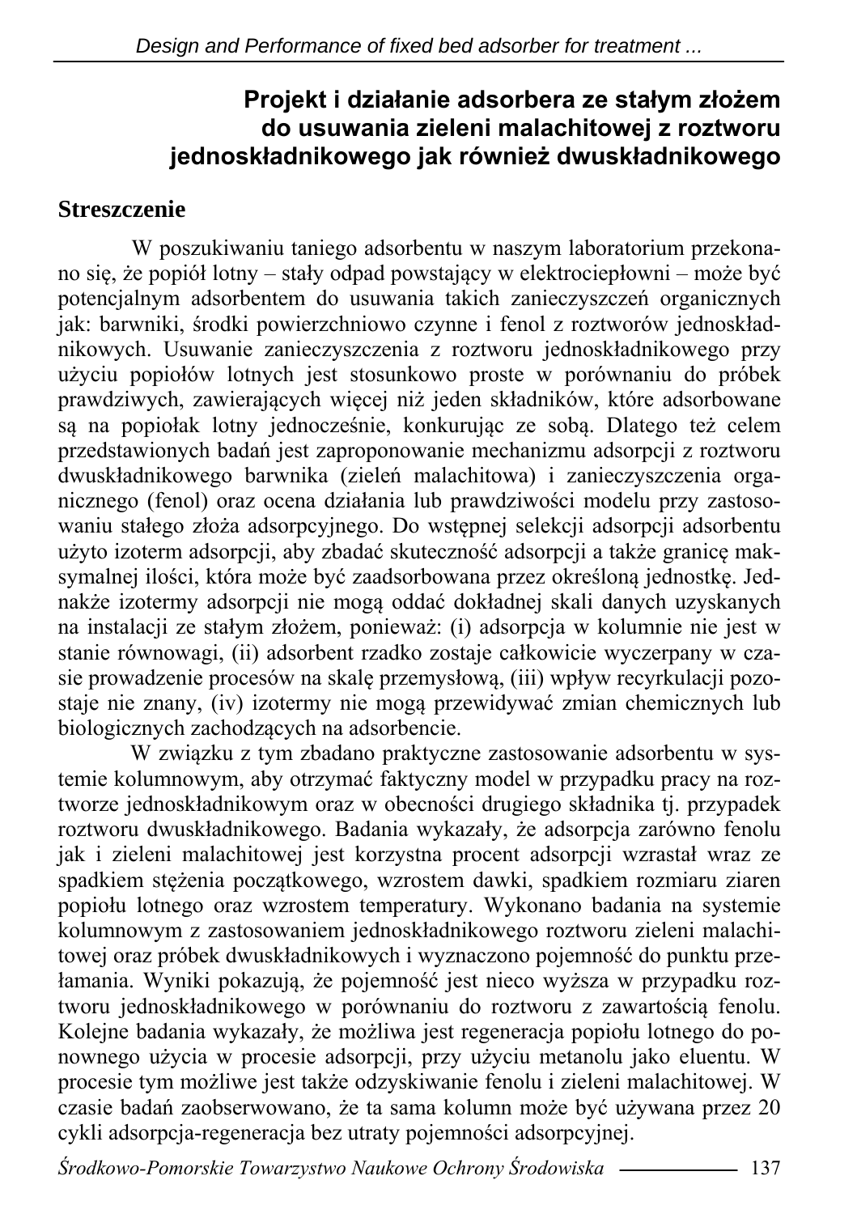# Projekt i działanie adsorbera ze stałym złożem do usuwania zieleni malachitowej z roztworu jednoskładnikowego jak również dwuskładnikowego

## Streszczenie

W poszukiwaniu taniego adsorbentu w naszym laboratorium przekonano się, że popiół lotny – stały odpad powstający w elektrociepłowni – może być potencjalnym adsorbentem do usuwania takich zanieczyszczeń organicznych jak: barwniki, środki powierzchniowo czynne i fenol z roztworów jednoskładnikowych. Usuwanie zanieczyszczenia z roztworu jednoskładnikowego przy użyciu popiołów lotnych jest stosunkowo proste w porównaniu do próbek prawdziwych, zawierających więcej niż jeden składników, które adsorbowane są na popiołak lotny jednocześnie, konkurując ze sobą. Dlatego też celem przedstawionych badań jest zaproponowanie mechanizmu adsorpcji z roztworu dwuskładnikowego barwnika (zieleń malachitowa) i zanieczyszczenia organicznego (fenol) oraz ocena działania lub prawdziwości modelu przy zastosowaniu stałego złoża adsorpcyjnego. Do wstępnej selekcji adsorpcji adsorbentu użyto izoterm adsorpcji, aby zbadać skuteczność adsorpcji a także granicę maksymalnej ilości, która może być zaadsorbowana przez określoną jednostkę. Jednakże izotermy adsorpcji nie mogą oddać dokładnej skali danych uzyskanych na instalacji ze stałym złożem, ponieważ: (i) adsorpcja w kolumnie nie jest w stanie równowagi, (ii) adsorbent rzadko zostaje całkowicie wyczerpany w czasie prowadzenie procesów na skalę przemysłową, (iii) wpływ recyrkulacji pozostaje nie znany, (iv) izotermy nie mogą przewidywać zmian chemicznych lub biologicznych zachodzących na adsorbencie.

W związku z tym zbadano praktyczne zastosowanie adsorbentu w systemie kolumnowym, aby otrzymać faktyczny model w przypadku pracy na roztworze jednoskładnikowym oraz w obecności drugiego składnika tj. przypadek roztworu dwuskładnikowego. Badania wykazały, że adsorpcja zarówno fenolu jak i zieleni malachitowej jest korzystna procent adsorpcji wzrastał wraz ze spadkiem stężenia początkowego, wzrostem dawki, spadkiem rozmiaru ziaren popiołu lotnego oraz wzrostem temperatury. Wykonano badania na systemie kolumnowym z zastosowaniem jednoskładnikowego roztworu zieleni malachitowej oraz próbek dwuskładnikowych i wyznaczono pojemność do punktu przełamania. Wyniki pokazują, że pojemność jest nieco wyższa w przypadku roztworu jednoskładnikowego w porównaniu do roztworu z zawartością fenolu. Kolejne badania wykazały, że możliwa jest regeneracja popiołu lotnego do ponownego użycia w procesie adsorpcji, przy użyciu metanolu jako eluentu. W procesie tym możliwe jest także odzyskiwanie fenolu i zieleni malachitowej. W czasie badań zaobserwowano, że ta sama kolumn może być używana przez 20 cykli adsorpcja-regeneracja bez utraty pojemności adsorpcyjnej.